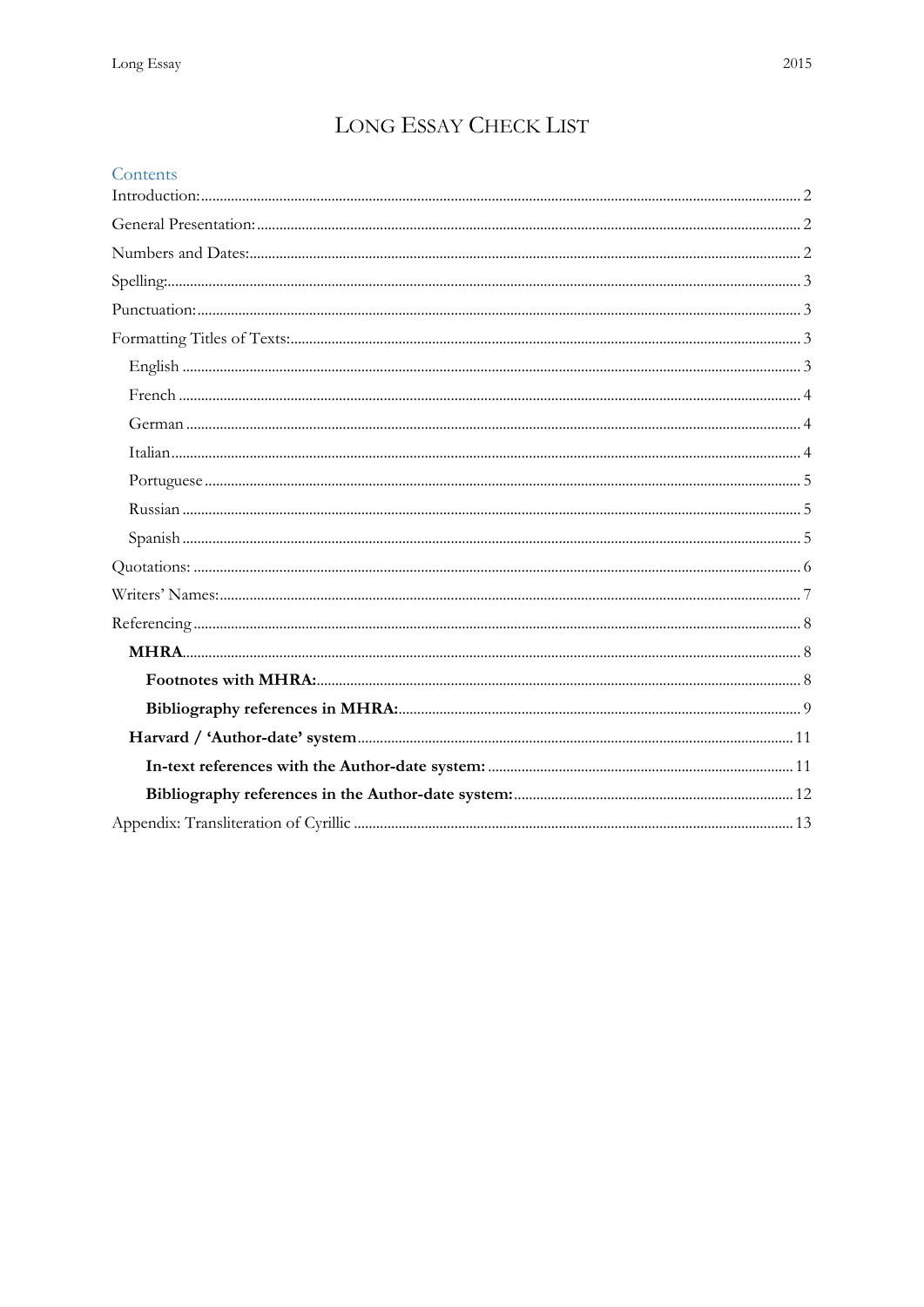# Long Essay Check List

## Contents

Introduction: 2

General Presentation: 2

Numbers and Dates: 2

Spelling: 3

Punctuation: 3

Formatting Titles of Texts: 3

- English 3
- French 4
- German 4
- Italian 4
- Portuguese 5
- Russian 5
- Spanish 5

Quotations: 6

Writers' Names: 7

Referencing 8

- **MHRA** 8
  - **Footnotes with MHRA:** 8
  - **Bibliography references in MHRA:** 9
- **Harvard / 'Author-date' system** 11
  - **In-text references with the Author-date system:** 11
  - **Bibliography references in the Author-date system:** 12

Appendix: Transliteration of Cyrillic 13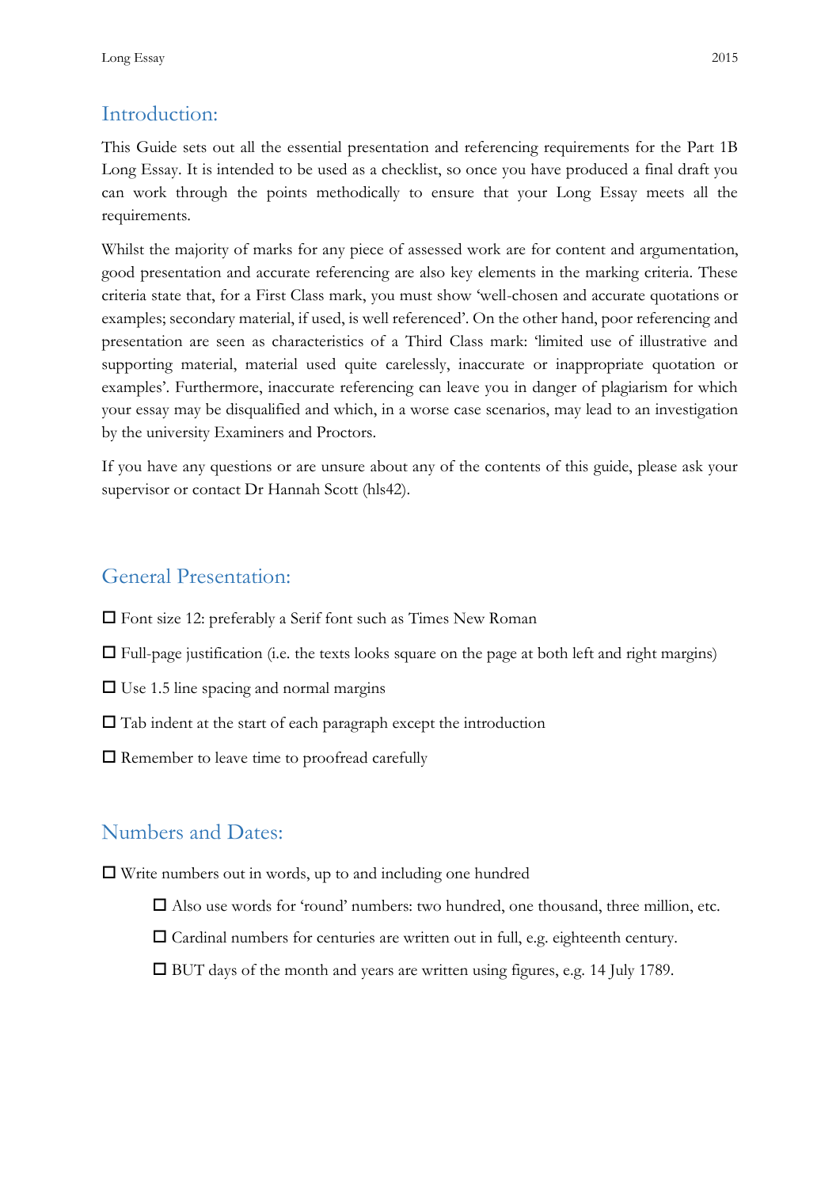## Introduction:

This Guide sets out all the essential presentation and referencing requirements for the Part 1B Long Essay. It is intended to be used as a checklist, so once you have produced a final draft you can work through the points methodically to ensure that your Long Essay meets all the requirements.

Whilst the majority of marks for any piece of assessed work are for content and argumentation, good presentation and accurate referencing are also key elements in the marking criteria. These criteria state that, for a First Class mark, you must show 'well-chosen and accurate quotations or examples; secondary material, if used, is well referenced'. On the other hand, poor referencing and presentation are seen as characteristics of a Third Class mark: 'limited use of illustrative and supporting material, material used quite carelessly, inaccurate or inappropriate quotation or examples'. Furthermore, inaccurate referencing can leave you in danger of plagiarism for which your essay may be disqualified and which, in a worse case scenarios, may lead to an investigation by the university Examiners and Proctors.

If you have any questions or are unsure about any of the contents of this guide, please ask your supervisor or contact Dr Hannah Scott (hls42).

## General Presentation:

- ☐ Font size 12: preferably a Serif font such as Times New Roman
- ☐ Full-page justification (i.e. the texts looks square on the page at both left and right margins)
- ☐ Use 1.5 line spacing and normal margins
- ☐ Tab indent at the start of each paragraph except the introduction
- ☐ Remember to leave time to proofread carefully

## Numbers and Dates:

- ☐ Write numbers out in words, up to and including one hundred
    - ☐ Also use words for 'round' numbers: two hundred, one thousand, three million, etc.
    - ☐ Cardinal numbers for centuries are written out in full, e.g. eighteenth century.
    - ☐ BUT days of the month and years are written using figures, e.g. 14 July 1789.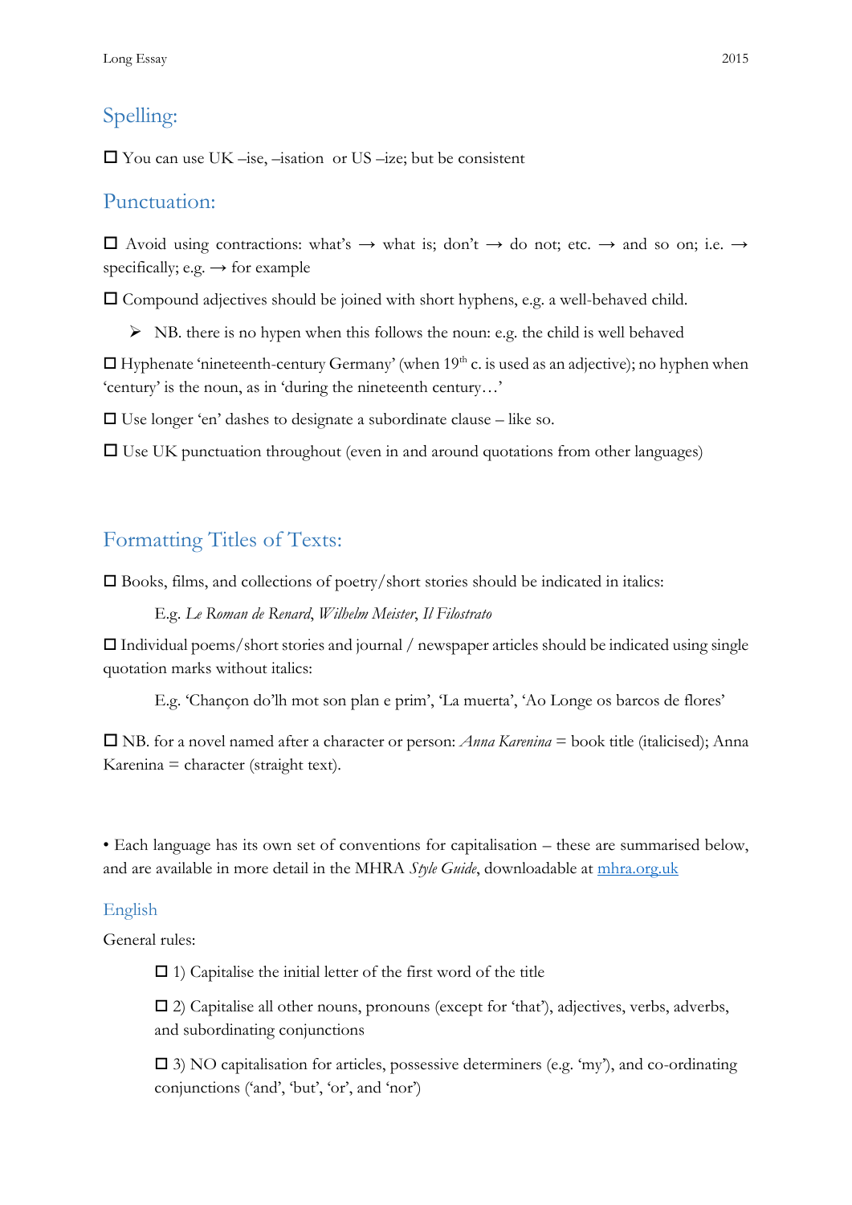## Spelling:

☐ You can use UK –ise, –isation or US –ize; but be consistent

## Punctuation:

☐ Avoid using contractions: what's → what is; don't → do not; etc. → and so on; i.e. → specifically; e.g. → for example

☐ Compound adjectives should be joined with short hyphens, e.g. a well-behaved child.

> ➢ NB. there is no hypen when this follows the noun: e.g. the child is well behaved

☐ Hyphenate 'nineteenth-century Germany' (when 19th c. is used as an adjective); no hyphen when 'century' is the noun, as in 'during the nineteenth century…'

☐ Use longer 'en' dashes to designate a subordinate clause – like so.

☐ Use UK punctuation throughout (even in and around quotations from other languages)

## Formatting Titles of Texts:

☐ Books, films, and collections of poetry/short stories should be indicated in italics:

> E.g. *Le Roman de Renard*, *Wilhelm Meister*, *Il Filostrato*

☐ Individual poems/short stories and journal / newspaper articles should be indicated using single quotation marks without italics:

> E.g. 'Chançon do'lh mot son plan e prim', 'La muerta', 'Ao Longe os barcos de flores'

☐ NB. for a novel named after a character or person: *Anna Karenina* = book title (italicised); Anna Karenina = character (straight text).

• Each language has its own set of conventions for capitalisation – these are summarised below, and are available in more detail in the MHRA *Style Guide*, downloadable at [mhra.org.uk](mhra.org.uk)

### English

General rules:

> ☐ 1) Capitalise the initial letter of the first word of the title
>
> ☐ 2) Capitalise all other nouns, pronouns (except for 'that'), adjectives, verbs, adverbs, and subordinating conjunctions
>
> ☐ 3) NO capitalisation for articles, possessive determiners (e.g. 'my'), and co-ordinating conjunctions ('and', 'but', 'or', and 'nor')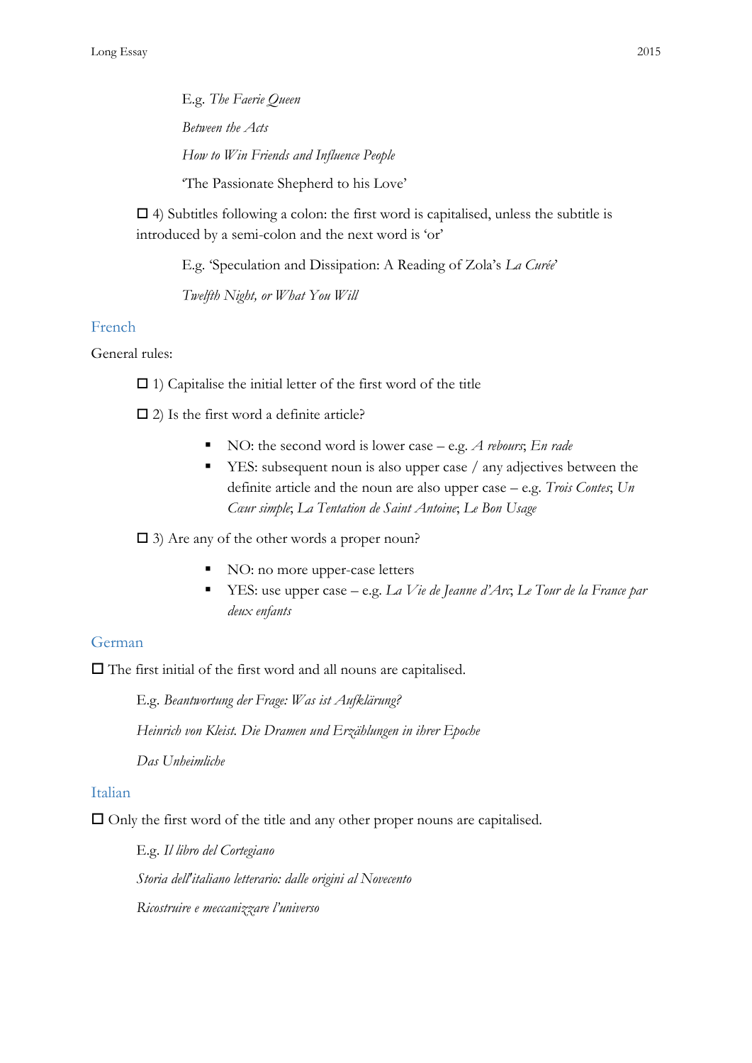E.g. *The Faerie Queen*

*Between the Acts*

*How to Win Friends and Influence People*

'The Passionate Shepherd to his Love'

☐ 4) Subtitles following a colon: the first word is capitalised, unless the subtitle is introduced by a semi-colon and the next word is 'or'

E.g. 'Speculation and Dissipation: A Reading of Zola's *La Curée*'

*Twelfth Night, or What You Will*

## French

General rules:

☐ 1) Capitalise the initial letter of the first word of the title

☐ 2) Is the first word a definite article?

- NO: the second word is lower case – e.g. *A rebours*; *En rade*
- YES: subsequent noun is also upper case / any adjectives between the definite article and the noun are also upper case – e.g. *Trois Contes*; *Un Cœur simple*; *La Tentation de Saint Antoine*; *Le Bon Usage*

☐ 3) Are any of the other words a proper noun?

- NO: no more upper-case letters
- YES: use upper case – e.g. *La Vie de Jeanne d'Arc*; *Le Tour de la France par deux enfants*

## German

☐ The first initial of the first word and all nouns are capitalised.

E.g. *Beantwortung der Frage: Was ist Aufklärung?*

*Heinrich von Kleist. Die Dramen und Erzählungen in ihrer Epoche*

*Das Unheimliche*

## Italian

☐ Only the first word of the title and any other proper nouns are capitalised.

E.g. *Il libro del Cortegiano*

*Storia dell'italiano letterario: dalle origini al Novecento*

*Ricostruire e meccanizzare l'universo*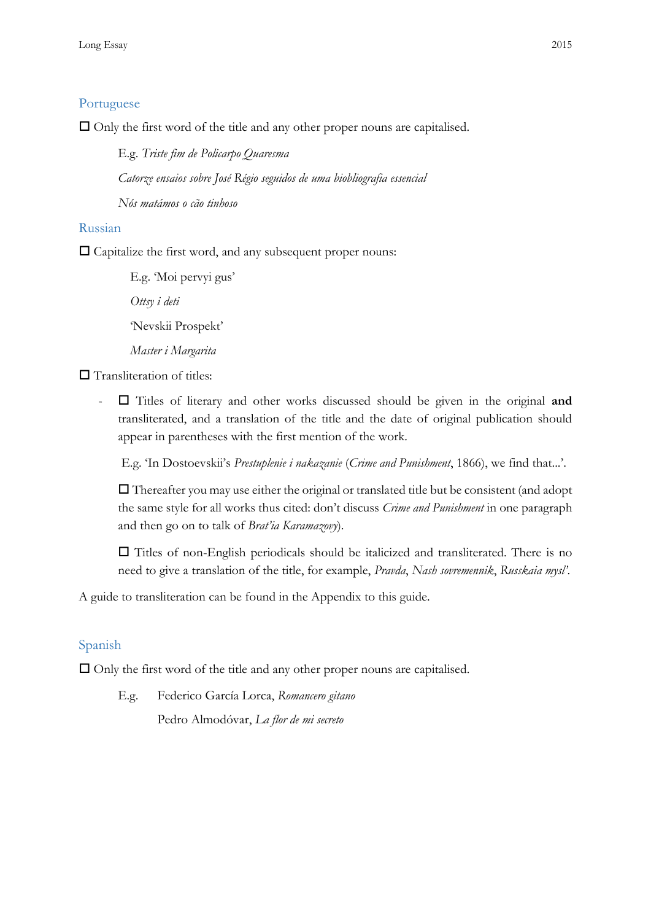## Portuguese

☐ Only the first word of the title and any other proper nouns are capitalised.

> E.g. *Triste fim de Policarpo Quaresma*
>
> *Catorze ensaios sobre José Régio seguidos de uma biobliografia essencial*
>
> *Nós matámos o cão tinhoso*

## Russian

☐ Capitalize the first word, and any subsequent proper nouns:

> E.g. 'Moi pervyi gus'
>
> *Ottsy i deti*
>
> 'Nevskii Prospekt'
>
> *Master i Margarita*

☐ Transliteration of titles:

- ☐ Titles of literary and other works discussed should be given in the original **and** transliterated, and a translation of the title and the date of original publication should appear in parentheses with the first mention of the work.

  E.g. 'In Dostoevskii's *Prestuplenie i nakazanie* (*Crime and Punishment*, 1866), we find that...'.

  ☐ Thereafter you may use either the original or translated title but be consistent (and adopt the same style for all works thus cited: don't discuss *Crime and Punishment* in one paragraph and then go on to talk of *Brat'ia Karamazovy*).

  ☐ Titles of non-English periodicals should be italicized and transliterated. There is no need to give a translation of the title, for example, *Pravda*, *Nash sovremennik*, *Russkaia mysl'*.

A guide to transliteration can be found in the Appendix to this guide.

## Spanish

☐ Only the first word of the title and any other proper nouns are capitalised.

> E.g. Federico García Lorca, *Romancero gitano*
>
> Pedro Almodóvar, *La flor de mi secreto*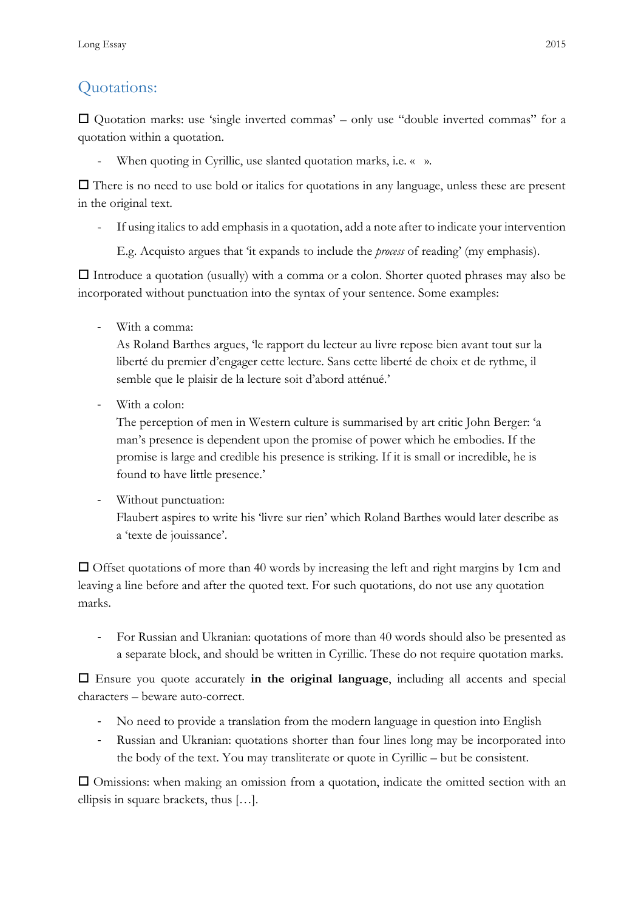## Quotations:

☐ Quotation marks: use 'single inverted commas' – only use "double inverted commas" for a quotation within a quotation.

- When quoting in Cyrillic, use slanted quotation marks, i.e. « ».

☐ There is no need to use bold or italics for quotations in any language, unless these are present in the original text.

- If using italics to add emphasis in a quotation, add a note after to indicate your intervention

  E.g. Acquisto argues that 'it expands to include the *process* of reading' (my emphasis).

☐ Introduce a quotation (usually) with a comma or a colon. Shorter quoted phrases may also be incorporated without punctuation into the syntax of your sentence. Some examples:

- With a comma:
  As Roland Barthes argues, 'le rapport du lecteur au livre repose bien avant tout sur la liberté du premier d'engager cette lecture. Sans cette liberté de choix et de rythme, il semble que le plaisir de la lecture soit d'abord atténué.'

- With a colon:
  The perception of men in Western culture is summarised by art critic John Berger: 'a man's presence is dependent upon the promise of power which he embodies. If the promise is large and credible his presence is striking. If it is small or incredible, he is found to have little presence.'

- Without punctuation:
  Flaubert aspires to write his 'livre sur rien' which Roland Barthes would later describe as a 'texte de jouissance'.

☐ Offset quotations of more than 40 words by increasing the left and right margins by 1cm and leaving a line before and after the quoted text. For such quotations, do not use any quotation marks.

- For Russian and Ukranian: quotations of more than 40 words should also be presented as a separate block, and should be written in Cyrillic. These do not require quotation marks.

☐ Ensure you quote accurately **in the original language**, including all accents and special characters – beware auto-correct.

- No need to provide a translation from the modern language in question into English
- Russian and Ukranian: quotations shorter than four lines long may be incorporated into the body of the text. You may transliterate or quote in Cyrillic – but be consistent.

☐ Omissions: when making an omission from a quotation, indicate the omitted section with an ellipsis in square brackets, thus […].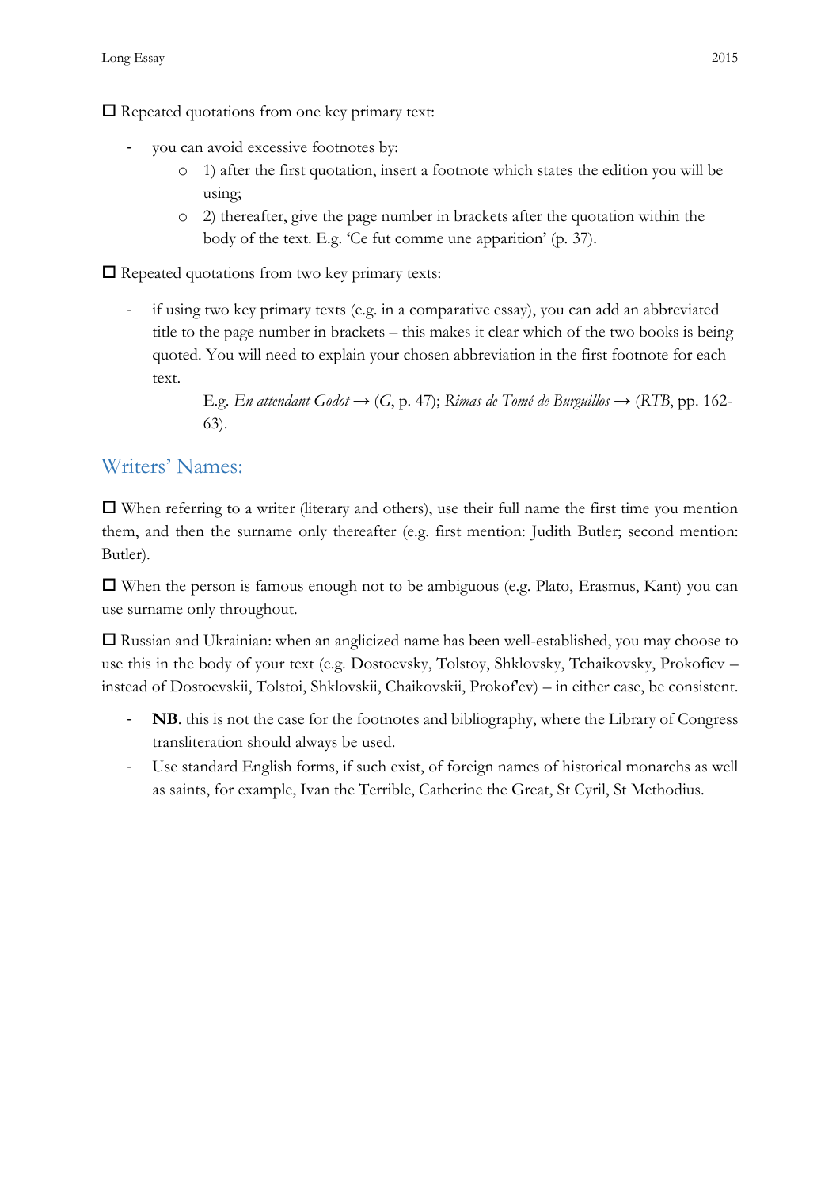☐ Repeated quotations from one key primary text:

- you can avoid excessive footnotes by:
  - 1) after the first quotation, insert a footnote which states the edition you will be using;
  - 2) thereafter, give the page number in brackets after the quotation within the body of the text. E.g. 'Ce fut comme une apparition' (p. 37).

☐ Repeated quotations from two key primary texts:

- if using two key primary texts (e.g. in a comparative essay), you can add an abbreviated title to the page number in brackets – this makes it clear which of the two books is being quoted. You will need to explain your chosen abbreviation in the first footnote for each text.

  E.g. *En attendant Godot* → (*G*, p. 47); *Rimas de Tomé de Burguillos* → (*RTB*, pp. 162-63).

## Writers' Names:

☐ When referring to a writer (literary and others), use their full name the first time you mention them, and then the surname only thereafter (e.g. first mention: Judith Butler; second mention: Butler).

☐ When the person is famous enough not to be ambiguous (e.g. Plato, Erasmus, Kant) you can use surname only throughout.

☐ Russian and Ukrainian: when an anglicized name has been well-established, you may choose to use this in the body of your text (e.g. Dostoevsky, Tolstoy, Shklovsky, Tchaikovsky, Prokofiev – instead of Dostoevskii, Tolstoi, Shklovskii, Chaikovskii, Prokof'ev) – in either case, be consistent.

- **NB**. this is not the case for the footnotes and bibliography, where the Library of Congress transliteration should always be used.
- Use standard English forms, if such exist, of foreign names of historical monarchs as well as saints, for example, Ivan the Terrible, Catherine the Great, St Cyril, St Methodius.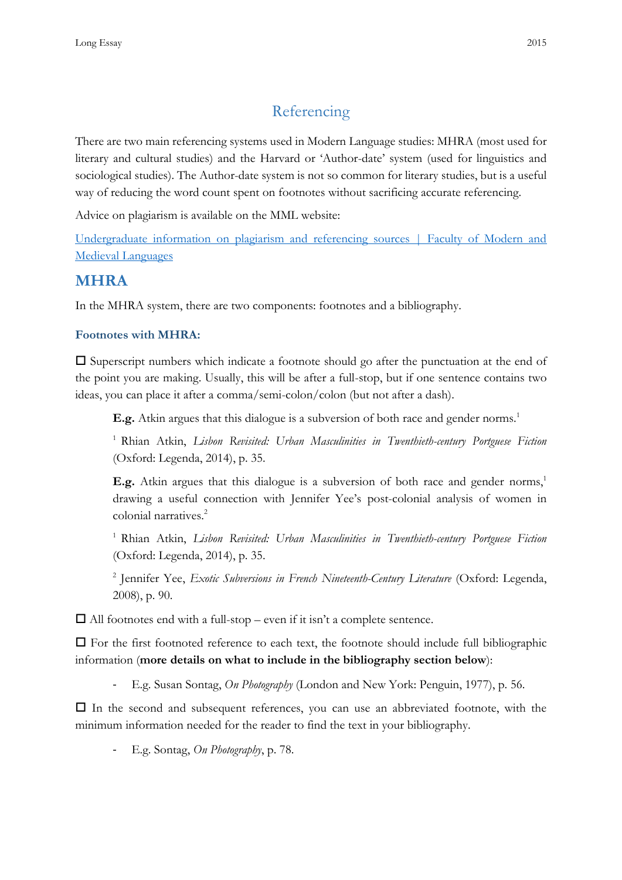## Referencing

There are two main referencing systems used in Modern Language studies: MHRA (most used for literary and cultural studies) and the Harvard or 'Author-date' system (used for linguistics and sociological studies). The Author-date system is not so common for literary studies, but is a useful way of reducing the word count spent on footnotes without sacrificing accurate referencing.

Advice on plagiarism is available on the MML website:

[Undergraduate information on plagiarism and referencing sources | Faculty of Modern and Medieval Languages]()

# MHRA

In the MHRA system, there are two components: footnotes and a bibliography.

### Footnotes with MHRA:

☐ Superscript numbers which indicate a footnote should go after the punctuation at the end of the point you are making. Usually, this will be after a full-stop, but if one sentence contains two ideas, you can place it after a comma/semi-colon/colon (but not after a dash).

> **E.g.** Atkin argues that this dialogue is a subversion of both race and gender norms.[1]
>
> [1] Rhian Atkin, *Lisbon Revisited: Urban Masculinities in Twentieth-century Portguese Fiction* (Oxford: Legenda, 2014), p. 35.
>
> **E.g.** Atkin argues that this dialogue is a subversion of both race and gender norms,[1] drawing a useful connection with Jennifer Yee's post-colonial analysis of women in colonial narratives.[2]
>
> [1] Rhian Atkin, *Lisbon Revisited: Urban Masculinities in Twentieth-century Portguese Fiction* (Oxford: Legenda, 2014), p. 35.
>
> [2] Jennifer Yee, *Exotic Subversions in French Nineteenth-Century Literature* (Oxford: Legenda, 2008), p. 90.

☐ All footnotes end with a full-stop – even if it isn't a complete sentence.

☐ For the first footnoted reference to each text, the footnote should include full bibliographic information (**more details on what to include in the bibliography section below**):

- E.g. Susan Sontag, *On Photography* (London and New York: Penguin, 1977), p. 56.

☐ In the second and subsequent references, you can use an abbreviated footnote, with the minimum information needed for the reader to find the text in your bibliography.

- E.g. Sontag, *On Photography*, p. 78.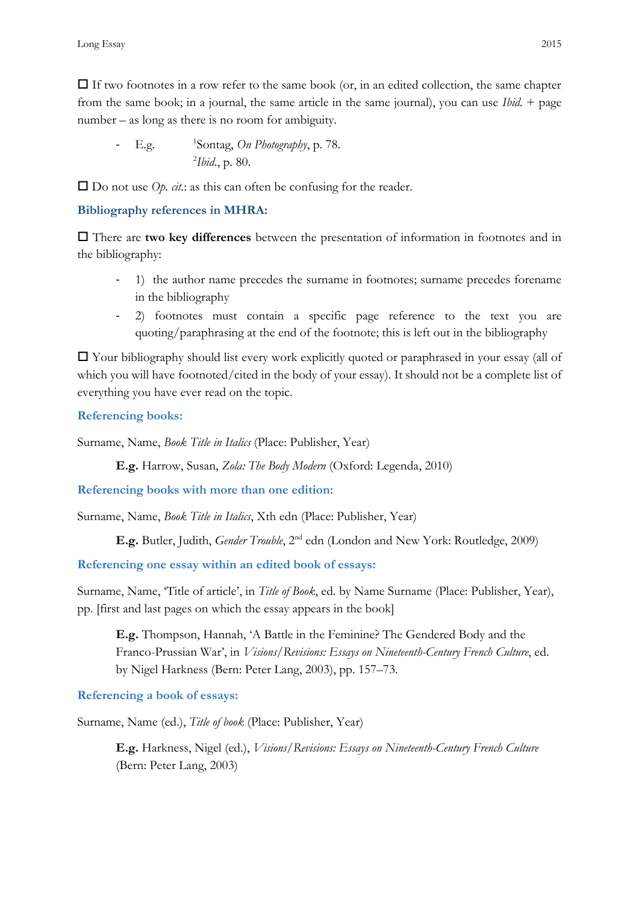☐ If two footnotes in a row refer to the same book (or, in an edited collection, the same chapter from the same book; in a journal, the same article in the same journal), you can use *Ibid.* + page number – as long as there is no room for ambiguity.

- E.g. [1]Sontag, *On Photography*, p. 78.
  [2]*Ibid.*, p. 80.

☐ Do not use *Op. cit.*: as this can often be confusing for the reader.

### Bibliography references in MHRA:

☐ There are **two key differences** between the presentation of information in footnotes and in the bibliography:

- 1) the author name precedes the surname in footnotes; surname precedes forename in the bibliography
- 2) footnotes must contain a specific page reference to the text you are quoting/paraphrasing at the end of the footnote; this is left out in the bibliography

☐ Your bibliography should list every work explicitly quoted or paraphrased in your essay (all of which you will have footnoted/cited in the body of your essay). It should not be a complete list of everything you have ever read on the topic.

### Referencing books:

Surname, Name, *Book Title in Italics* (Place: Publisher, Year)

> **E.g.** Harrow, Susan, *Zola: The Body Modern* (Oxford: Legenda, 2010)

### Referencing books with more than one edition:

Surname, Name, *Book Title in Italics*, Xth edn (Place: Publisher, Year)

> **E.g.** Butler, Judith, *Gender Trouble*, 2nd edn (London and New York: Routledge, 2009)

### Referencing one essay within an edited book of essays:

Surname, Name, 'Title of article', in *Title of Book*, ed. by Name Surname (Place: Publisher, Year), pp. [first and last pages on which the essay appears in the book]

> **E.g.** Thompson, Hannah, 'A Battle in the Feminine? The Gendered Body and the Franco-Prussian War', in *Visions/Revisions: Essays on Nineteenth-Century French Culture*, ed. by Nigel Harkness (Bern: Peter Lang, 2003), pp. 157–73.

### Referencing a book of essays:

Surname, Name (ed.), *Title of book* (Place: Publisher, Year)

> **E.g.** Harkness, Nigel (ed.), *Visions/Revisions: Essays on Nineteenth-Century French Culture* (Bern: Peter Lang, 2003)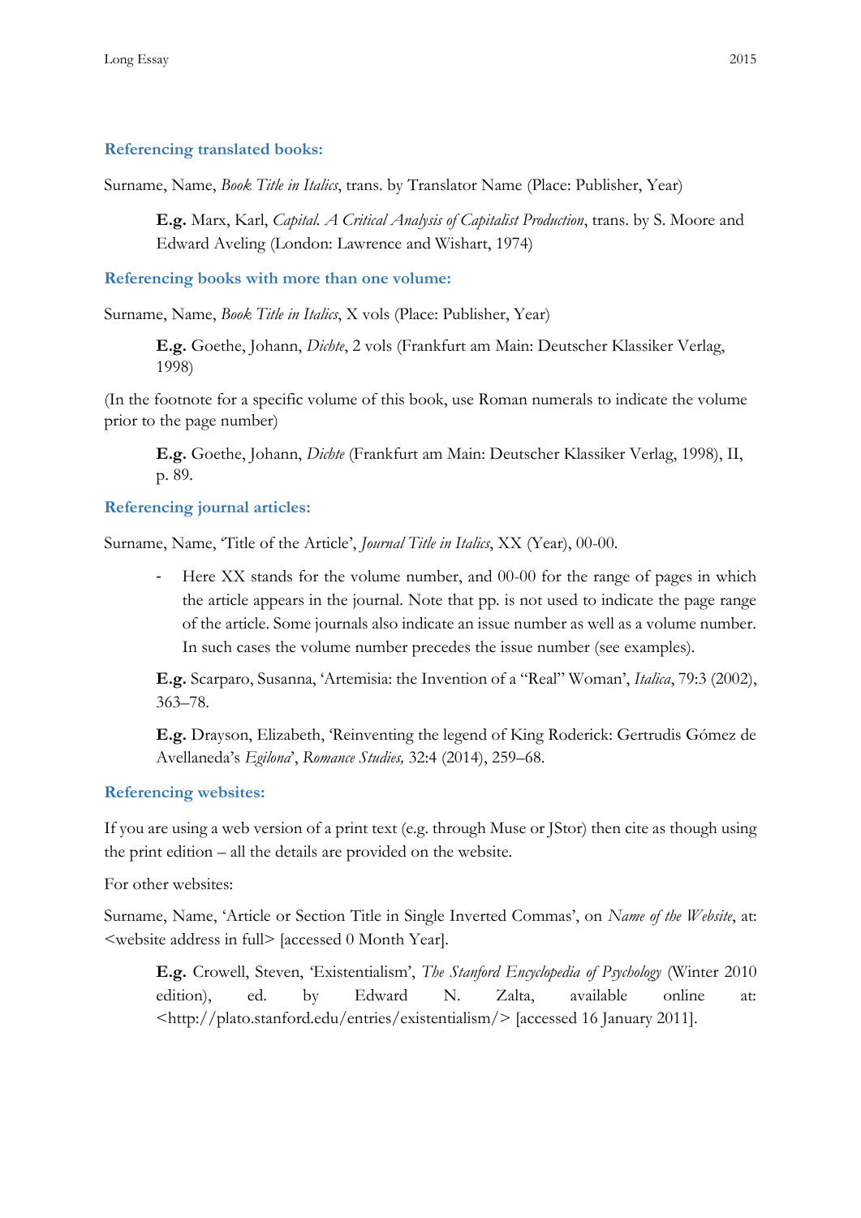### Referencing translated books:

Surname, Name, *Book Title in Italics*, trans. by Translator Name (Place: Publisher, Year)

> **E.g.** Marx, Karl, *Capital. A Critical Analysis of Capitalist Production*, trans. by S. Moore and Edward Aveling (London: Lawrence and Wishart, 1974)

### Referencing books with more than one volume:

Surname, Name, *Book Title in Italics*, X vols (Place: Publisher, Year)

> **E.g.** Goethe, Johann, *Dichte*, 2 vols (Frankfurt am Main: Deutscher Klassiker Verlag, 1998)

(In the footnote for a specific volume of this book, use Roman numerals to indicate the volume prior to the page number)

> **E.g.** Goethe, Johann, *Dichte* (Frankfurt am Main: Deutscher Klassiker Verlag, 1998), II, p. 89.

### Referencing journal articles:

Surname, Name, 'Title of the Article', *Journal Title in Italics*, XX (Year), 00-00.

- Here XX stands for the volume number, and 00-00 for the range of pages in which the article appears in the journal. Note that pp. is not used to indicate the page range of the article. Some journals also indicate an issue number as well as a volume number. In such cases the volume number precedes the issue number (see examples).

> **E.g.** Scarparo, Susanna, 'Artemisia: the Invention of a "Real" Woman', *Italica*, 79:3 (2002), 363–78.

> **E.g.** Drayson, Elizabeth, 'Reinventing the legend of King Roderick: Gertrudis Gómez de Avellaneda's *Egilona*', *Romance Studies,* 32:4 (2014), 259–68.

### Referencing websites:

If you are using a web version of a print text (e.g. through Muse or JStor) then cite as though using the print edition – all the details are provided on the website.

For other websites:

Surname, Name, 'Article or Section Title in Single Inverted Commas', on *Name of the Website*, at: <website address in full> [accessed 0 Month Year].

> **E.g.** Crowell, Steven, 'Existentialism', *The Stanford Encyclopedia of Psychology* (Winter 2010 edition), ed. by Edward N. Zalta, available online at: <http://plato.stanford.edu/entries/existentialism/> [accessed 16 January 2011].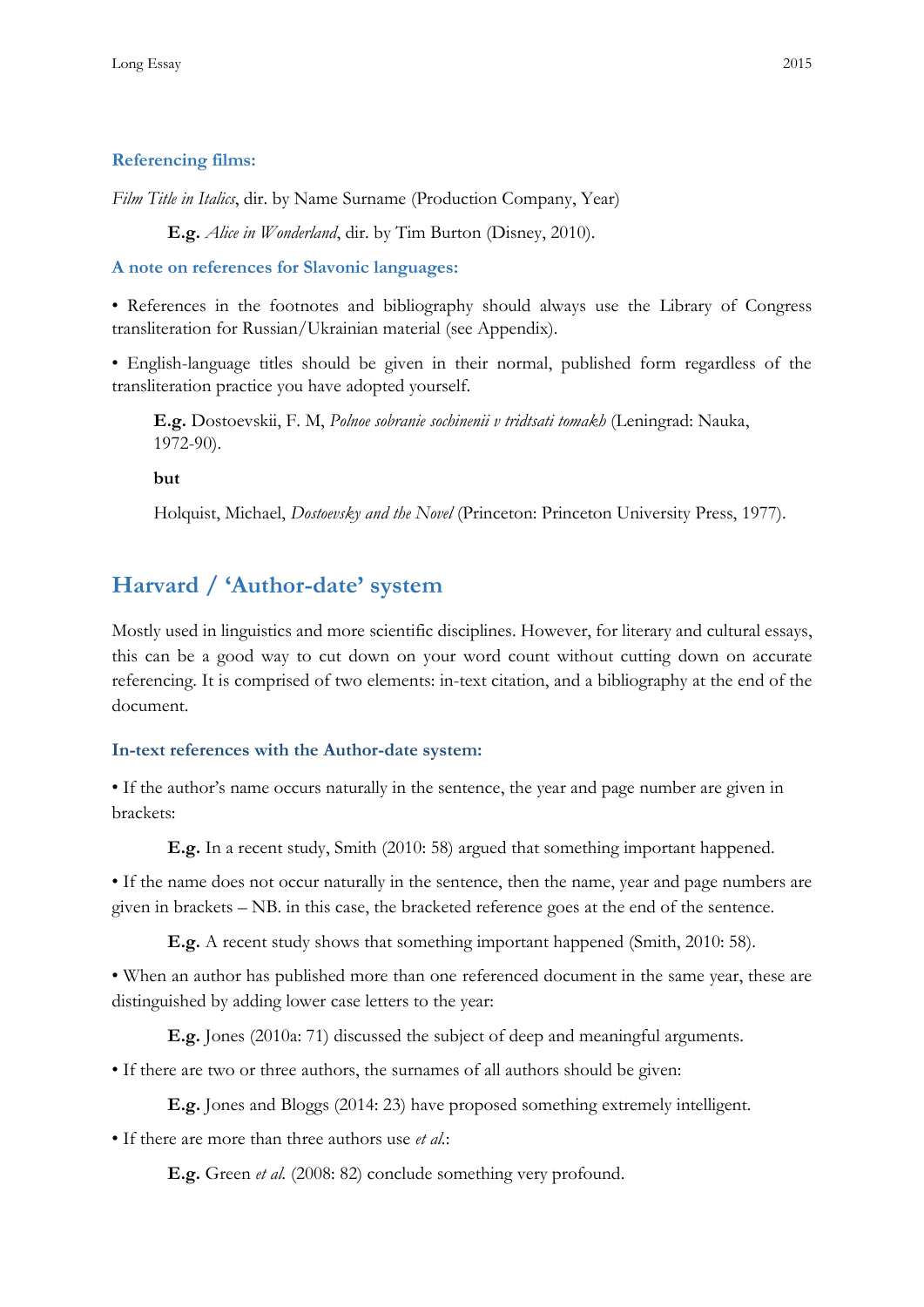### Referencing films:

*Film Title in Italics*, dir. by Name Surname (Production Company, Year)

> **E.g.** *Alice in Wonderland*, dir. by Tim Burton (Disney, 2010).

### A note on references for Slavonic languages:

• References in the footnotes and bibliography should always use the Library of Congress transliteration for Russian/Ukrainian material (see Appendix).

• English-language titles should be given in their normal, published form regardless of the transliteration practice you have adopted yourself.

> **E.g.** Dostoevskii, F. M, *Polnoe sobranie sochinenii v tridtsati tomakh* (Leningrad: Nauka, 1972-90).
>
> **but**
>
> Holquist, Michael, *Dostoevsky and the Novel* (Princeton: Princeton University Press, 1977).

## Harvard / 'Author-date' system

Mostly used in linguistics and more scientific disciplines. However, for literary and cultural essays, this can be a good way to cut down on your word count without cutting down on accurate referencing. It is comprised of two elements: in-text citation, and a bibliography at the end of the document.

### In-text references with the Author-date system:

• If the author's name occurs naturally in the sentence, the year and page number are given in brackets:

> **E.g.** In a recent study, Smith (2010: 58) argued that something important happened.

• If the name does not occur naturally in the sentence, then the name, year and page numbers are given in brackets – NB. in this case, the bracketed reference goes at the end of the sentence.

> **E.g.** A recent study shows that something important happened (Smith, 2010: 58).

• When an author has published more than one referenced document in the same year, these are distinguished by adding lower case letters to the year:

> **E.g.** Jones (2010a: 71) discussed the subject of deep and meaningful arguments.

• If there are two or three authors, the surnames of all authors should be given:

> **E.g.** Jones and Bloggs (2014: 23) have proposed something extremely intelligent.

• If there are more than three authors use *et al.*:

> **E.g.** Green *et al.* (2008: 82) conclude something very profound.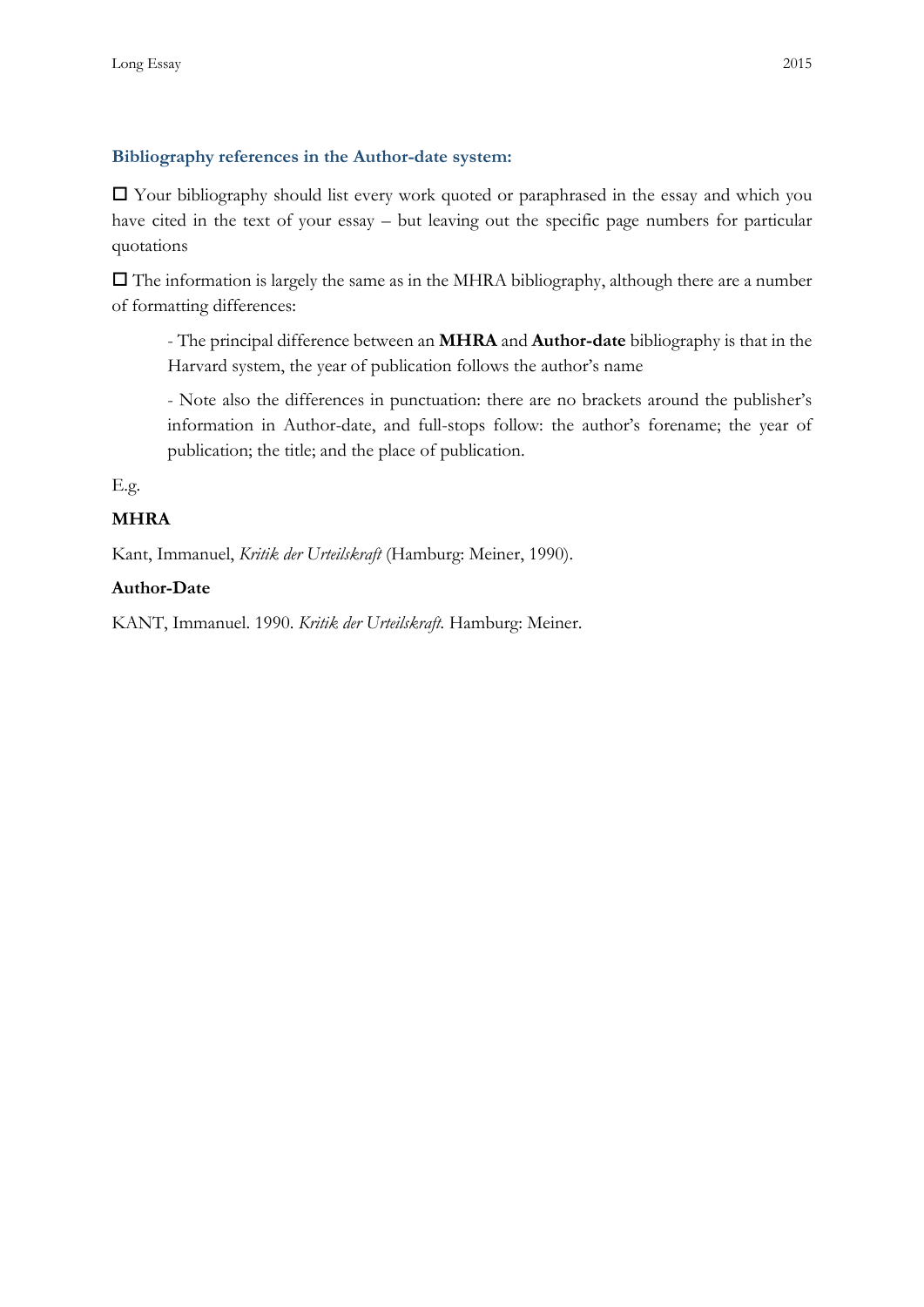### Bibliography references in the Author-date system:

☐ Your bibliography should list every work quoted or paraphrased in the essay and which you have cited in the text of your essay – but leaving out the specific page numbers for particular quotations

☐ The information is largely the same as in the MHRA bibliography, although there are a number of formatting differences:

> - The principal difference between an **MHRA** and **Author-date** bibliography is that in the Harvard system, the year of publication follows the author's name
>
> - Note also the differences in punctuation: there are no brackets around the publisher's information in Author-date, and full-stops follow: the author's forename; the year of publication; the title; and the place of publication.

E.g.

**MHRA**

Kant, Immanuel, *Kritik der Urteilskraft* (Hamburg: Meiner, 1990).

**Author-Date**

KANT, Immanuel. 1990. *Kritik der Urteilskraft.* Hamburg: Meiner.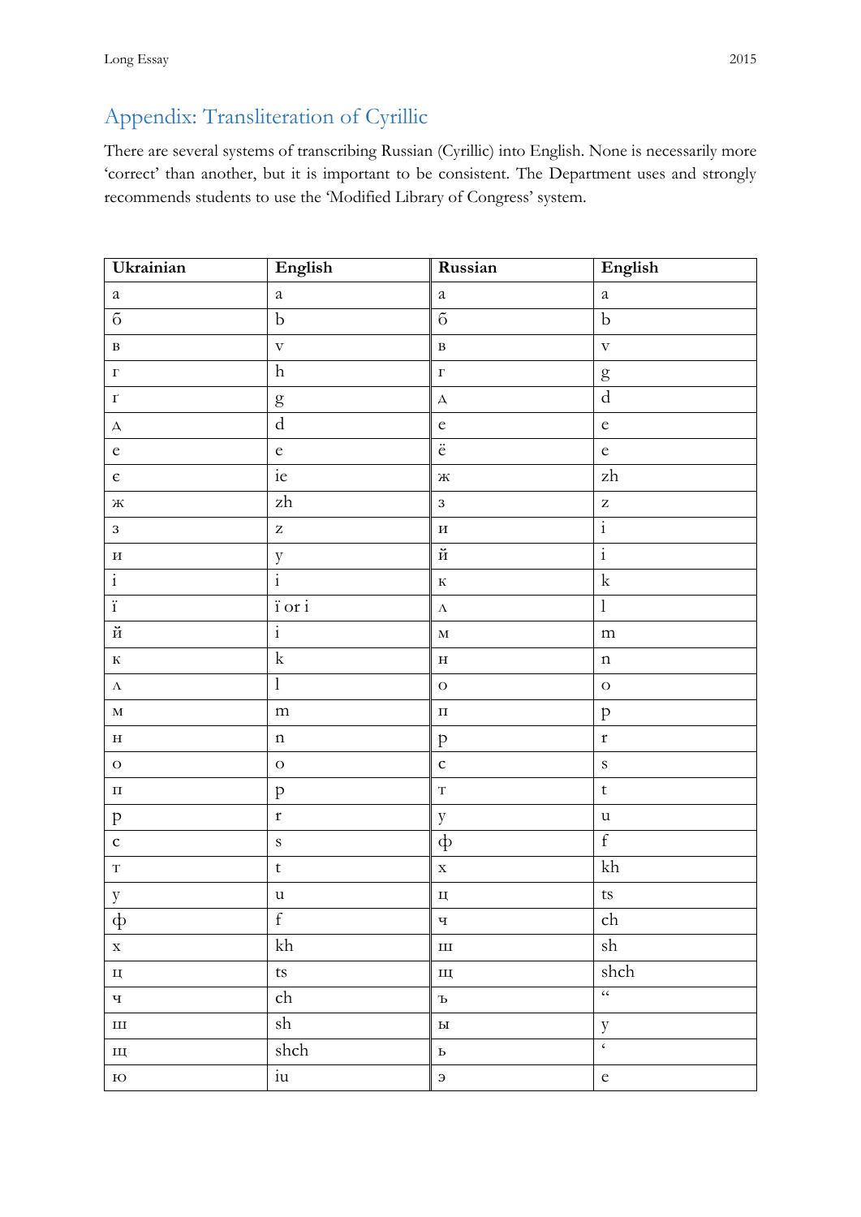## Appendix: Transliteration of Cyrillic

There are several systems of transcribing Russian (Cyrillic) into English. None is necessarily more 'correct' than another, but it is important to be consistent. The Department uses and strongly recommends students to use the 'Modified Library of Congress' system.

| Ukrainian | English | Russian | English |
|---|---|---|---|
| а | a | а | a |
| б | b | б | b |
| в | v | в | v |
| г | h | г | g |
| ґ | g | д | d |
| д | d | е | e |
| е | e | ё | e |
| є | ie | ж | zh |
| ж | zh | з | z |
| з | z | и | i |
| и | y | й | i |
| і | i | к | k |
| ї | ї or i | л | l |
| й | i | м | m |
| к | k | н | n |
| л | l | о | o |
| м | m | п | p |
| н | n | р | r |
| о | o | с | s |
| п | p | т | t |
| р | r | у | u |
| с | s | ф | f |
| т | t | х | kh |
| у | u | ц | ts |
| ф | f | ч | ch |
| х | kh | ш | sh |
| ц | ts | щ | shch |
| ч | ch | ъ | " |
| ш | sh | ы | y |
| щ | shch | ь | ' |
| ю | iu | э | e |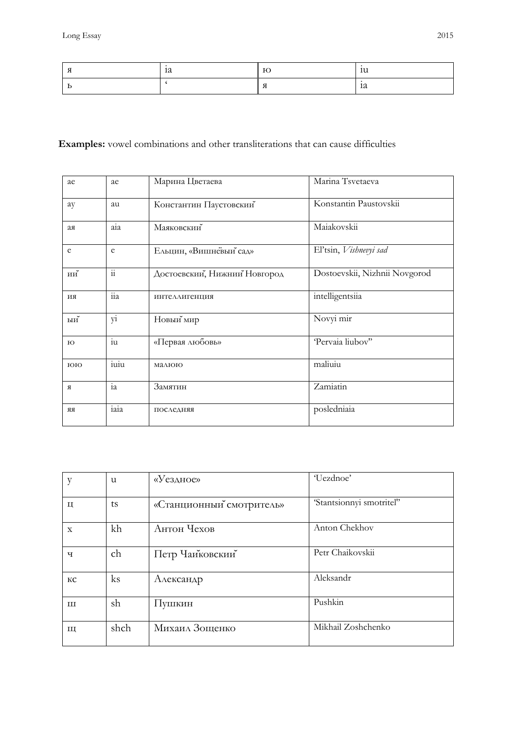| я | ia | ю | iu |
|---|---|---|---|
| ь | ‘ | я | ia |

**Examples:** vowel combinations and other transliterations that can cause difficulties

| ae | ae | Марина Цветаева | Marina Tsvetaeva |
|---|---|---|---|
| ay | au | Константин Паустовский | Konstantin Paustovskii |
| ая | aia | Маяковский | Maiakovskii |
| е | e | Ельцин, «Вишнёвый сад» | El’tsin, *Vishnevyi sad* |
| ий | ii | Достоевский, Нижний Новгород | Dostoevskii, Nizhnii Novgorod |
| ия | iia | интеллигенция | intelligentsiia |
| ый | yi | Новый мир | Novyi mir |
| ю | iu | «Первая любовь» | ‘Pervaia liubov’’ |
| юю | iuiu | малюю | maliuiu |
| я | ia | Замятин | Zamiatin |
| яя | iaia | последняя | posledniaia |

| у | u | «Уездное» | ‘Uezdnoe’ |
|---|---|---|---|
| ц | ts | «Станционный смотритель» | ‘Stantsionnyi smotritel’’ |
| х | kh | Антон Чехов | Anton Chekhov |
| ч | ch | Петр Чайковский | Petr Chaikovskii |
| кс | ks | Александр | Aleksandr |
| ш | sh | Пушкин | Pushkin |
| щ | shch | Михаил Зощенко | Mikhail Zoshchenko |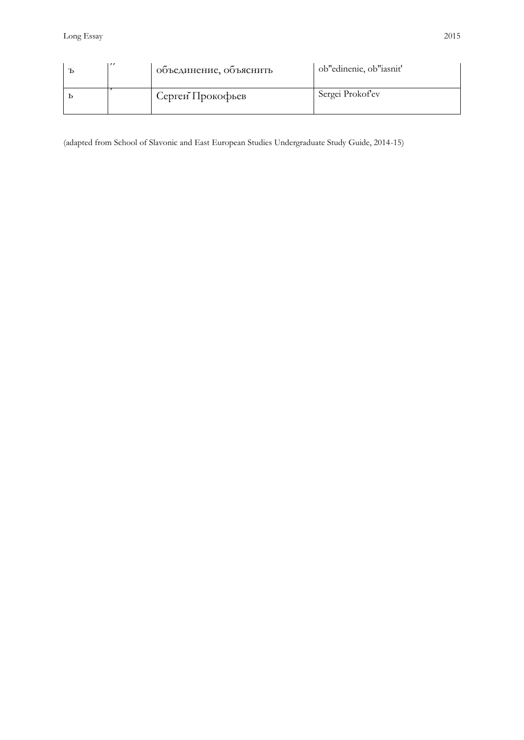| | | | |
|---|---|---|---|
| ъ | ʺ | объединение, объяснить | ob"edinenie, ob"iasnit' |
| ь | ʹ | Сергей Прокофьев | Sergei Prokof'ev |

(adapted from School of Slavonic and East European Studies Undergraduate Study Guide, 2014-15)